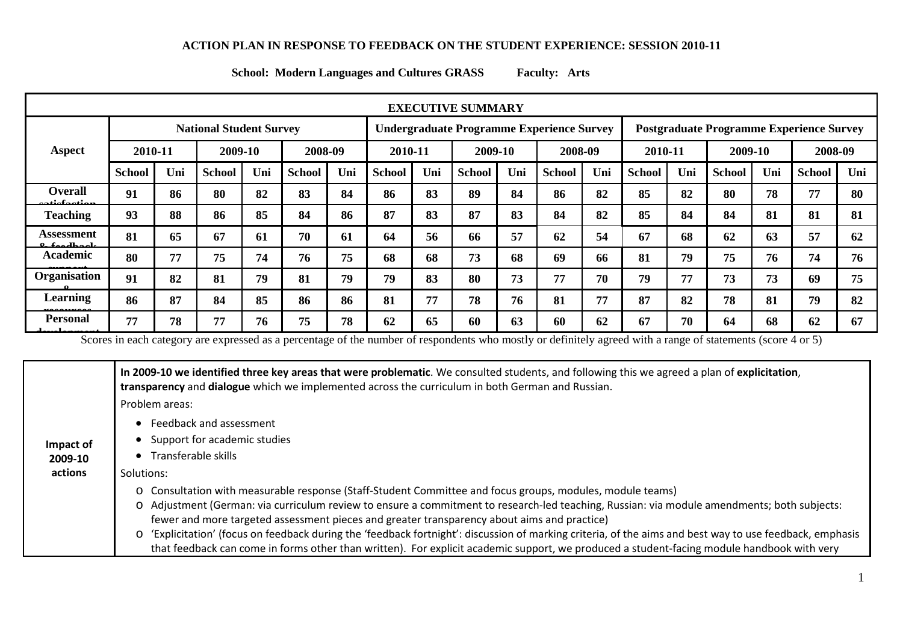**ACTION PLAN IN RESPONSE TO FEEDBACK ON THE STUDENT EXPERIENCE: SESSION 2010-11**

**School: Modern Languages and Cultures GRASS Faculty: Arts**

| EXECUTIVE SUMMARY | | | | | | | | | | | | | | | | | | |
|---|---|---|---|---|---|---|---|---|---|---|---|---|---|---|---|---|---|---|
| **Aspect** | **National Student Survey** | | | | | | **Undergraduate Programme Experience Survey** | | | | | | **Postgraduate Programme Experience Survey** | | | | | |
| | **2010-11** | | **2009-10** | | **2008-09** | | **2010-11** | | **2009-10** | | **2008-09** | | **2010-11** | | **2009-10** | | **2008-09** | |
| | **School** | **Uni** | **School** | **Uni** | **School** | **Uni** | **School** | **Uni** | **School** | **Uni** | **School** | **Uni** | **School** | **Uni** | **School** | **Uni** | **School** | **Uni** |
| **Overall satisfaction** | 91 | 86 | 80 | 82 | 83 | 84 | 86 | 83 | 89 | 84 | 86 | 82 | 85 | 82 | 80 | 78 | 77 | 80 |
| **Teaching** | 93 | 88 | 86 | 85 | 84 | 86 | 87 | 83 | 87 | 83 | 84 | 82 | 85 | 84 | 84 | 81 | 81 | 81 |
| **Assessment & feedback** | 81 | 65 | 67 | 61 | 70 | 61 | 64 | 56 | 66 | 57 | 62 | 54 | 67 | 68 | 62 | 63 | 57 | 62 |
| **Academic support** | 80 | 77 | 75 | 74 | 76 | 75 | 68 | 68 | 73 | 68 | 69 | 66 | 81 | 79 | 75 | 76 | 74 | 76 |
| **Organisation** | 91 | 82 | 81 | 79 | 81 | 79 | 79 | 83 | 80 | 73 | 77 | 70 | 79 | 77 | 73 | 73 | 69 | 75 |
| **Learning resources** | 86 | 87 | 84 | 85 | 86 | 86 | 81 | 77 | 78 | 76 | 81 | 77 | 87 | 82 | 78 | 81 | 79 | 82 |
| **Personal development** | 77 | 78 | 77 | 76 | 75 | 78 | 62 | 65 | 60 | 63 | 60 | 62 | 67 | 70 | 64 | 68 | 62 | 67 |

Scores in each category are expressed as a percentage of the number of respondents who mostly or definitely agreed with a range of statements (score 4 or 5)

| | |
|---|---|
| **Impact of 2009-10 actions** | **In 2009-10 we identified three key areas that were problematic**. We consulted students, and following this we agreed a plan of **explicitation**, **transparency** and **dialogue** which we implemented across the curriculum in both German and Russian.<br>Problem areas:<br>• Feedback and assessment<br>• Support for academic studies<br>• Transferable skills<br>Solutions:<br>o Consultation with measurable response (Staff-Student Committee and focus groups, modules, module teams)<br>o Adjustment (German: via curriculum review to ensure a commitment to research-led teaching, Russian: via module amendments; both subjects: fewer and more targeted assessment pieces and greater transparency about aims and practice)<br>o 'Explicitation' (focus on feedback during the 'feedback fortnight': discussion of marking criteria, of the aims and best way to use feedback, emphasis that feedback can come in forms other than written). For explicit academic support, we produced a student-facing module handbook with very |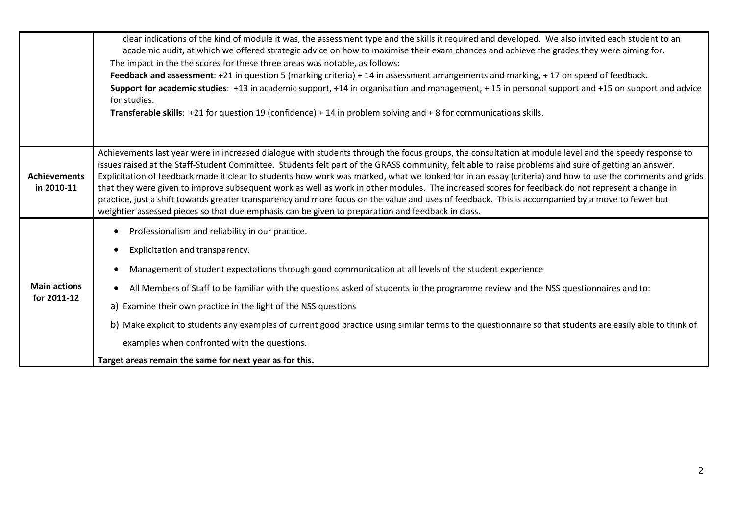| | |
|---|---|
| | clear indications of the kind of module it was, the assessment type and the skills it required and developed. We also invited each student to an academic audit, at which we offered strategic advice on how to maximise their exam chances and achieve the grades they were aiming for.<br>The impact in the the scores for these three areas was notable, as follows:<br>**Feedback and assessment**: +21 in question 5 (marking criteria) + 14 in assessment arrangements and marking, + 17 on speed of feedback.<br>**Support for academic studies**: +13 in academic support, +14 in organisation and management, + 15 in personal support and +15 on support and advice for studies.<br>**Transferable skills**: +21 for question 19 (confidence) + 14 in problem solving and + 8 for communications skills. |
| **Achievements in 2010-11** | Achievements last year were in increased dialogue with students through the focus groups, the consultation at module level and the speedy response to issues raised at the Staff-Student Committee. Students felt part of the GRASS community, felt able to raise problems and sure of getting an answer. Explicitation of feedback made it clear to students how work was marked, what we looked for in an essay (criteria) and how to use the comments and grids that they were given to improve subsequent work as well as work in other modules. The increased scores for feedback do not represent a change in practice, just a shift towards greater transparency and more focus on the value and uses of feedback. This is accompanied by a move to fewer but weightier assessed pieces so that due emphasis can be given to preparation and feedback in class. |
| **Main actions for 2011-12** | • Professionalism and reliability in our practice.<br>• Explicitation and transparency.<br>• Management of student expectations through good communication at all levels of the student experience<br>• All Members of Staff to be familiar with the questions asked of students in the programme review and the NSS questionnaires and to:<br>a) Examine their own practice in the light of the NSS questions<br>b) Make explicit to students any examples of current good practice using similar terms to the questionnaire so that students are easily able to think of examples when confronted with the questions.<br>**Target areas remain the same for next year as for this.** |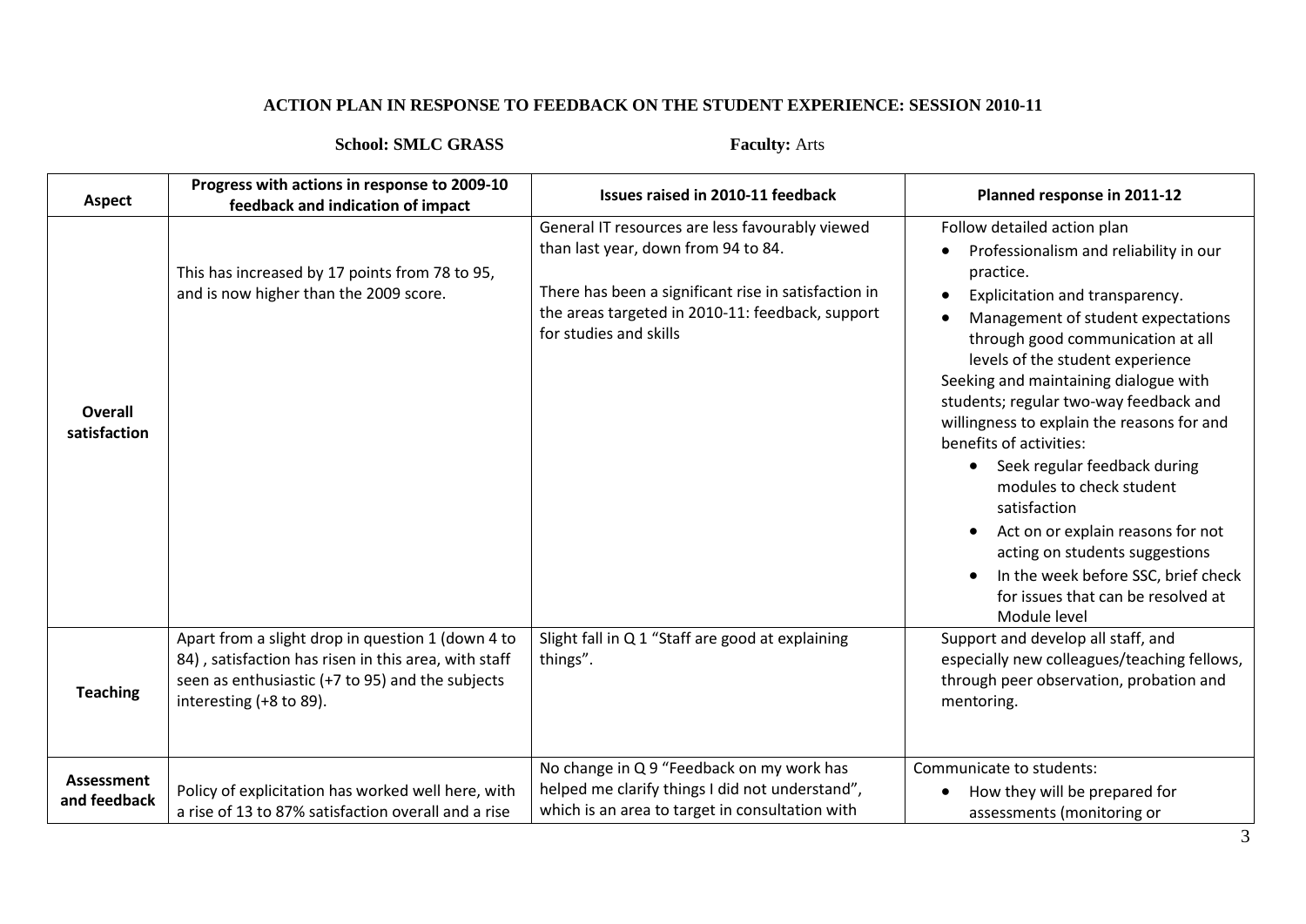**ACTION PLAN IN RESPONSE TO FEEDBACK ON THE STUDENT EXPERIENCE: SESSION 2010-11**

**School:** SMLC GRASS **Faculty:** Arts

| Aspect | Progress with actions in response to 2009-10 feedback and indication of impact | Issues raised in 2010-11 feedback | Planned response in 2011-12 |
|---|---|---|---|
| **Overall satisfaction** | This has increased by 17 points from 78 to 95, and is now higher than the 2009 score. | General IT resources are less favourably viewed than last year, down from 94 to 84.<br><br>There has been a significant rise in satisfaction in the areas targeted in 2010-11: feedback, support for studies and skills | Follow detailed action plan<br>• Professionalism and reliability in our practice.<br>• Explicitation and transparency.<br>• Management of student expectations through good communication at all levels of the student experience<br>Seeking and maintaining dialogue with students; regular two-way feedback and willingness to explain the reasons for and benefits of activities:<br>• Seek regular feedback during modules to check student satisfaction<br>• Act on or explain reasons for not acting on students suggestions<br>• In the week before SSC, brief check for issues that can be resolved at Module level |
| **Teaching** | Apart from a slight drop in question 1 (down 4 to 84) , satisfaction has risen in this area, with staff seen as enthusiastic (+7 to 95) and the subjects interesting (+8 to 89). | Slight fall in Q 1 "Staff are good at explaining things". | Support and develop all staff, and especially new colleagues/teaching fellows, through peer observation, probation and mentoring. |
| **Assessment and feedback** | Policy of explicitation has worked well here, with a rise of 13 to 87% satisfaction overall and a rise | No change in Q 9 "Feedback on my work has helped me clarify things I did not understand", which is an area to target in consultation with | Communicate to students:<br>• How they will be prepared for assessments (monitoring or |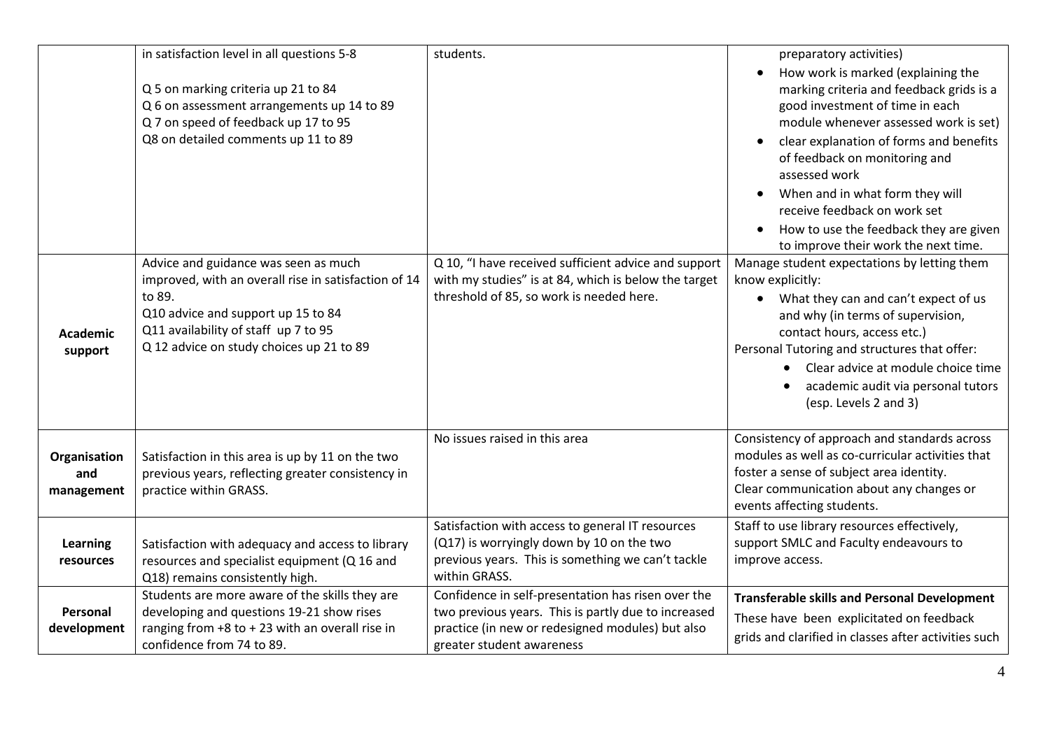| | | | |
|---|---|---|---|
| | in satisfaction level in all questions 5-8<br><br>Q 5 on marking criteria up 21 to 84<br>Q 6 on assessment arrangements up 14 to 89<br>Q 7 on speed of feedback up 17 to 95<br>Q8 on detailed comments up 11 to 89 | students. | preparatory activities)<br>• How work is marked (explaining the marking criteria and feedback grids is a good investment of time in each module whenever assessed work is set)<br>• clear explanation of forms and benefits of feedback on monitoring and assessed work<br>• When and in what form they will receive feedback on work set<br>• How to use the feedback they are given to improve their work the next time. |
| **Academic support** | Advice and guidance was seen as much improved, with an overall rise in satisfaction of 14 to 89.<br>Q10 advice and support up 15 to 84<br>Q11 availability of staff up 7 to 95<br>Q 12 advice on study choices up 21 to 89 | Q 10, "I have received sufficient advice and support with my studies" is at 84, which is below the target threshold of 85, so work is needed here. | Manage student expectations by letting them know explicitly:<br>• What they can and can't expect of us and why (in terms of supervision, contact hours, access etc.)<br>Personal Tutoring and structures that offer:<br>• Clear advice at module choice time<br>• academic audit via personal tutors (esp. Levels 2 and 3) |
| **Organisation and management** | Satisfaction in this area is up by 11 on the two previous years, reflecting greater consistency in practice within GRASS. | No issues raised in this area | Consistency of approach and standards across modules as well as co-curricular activities that foster a sense of subject area identity.<br>Clear communication about any changes or events affecting students. |
| **Learning resources** | Satisfaction with adequacy and access to library resources and specialist equipment (Q 16 and Q18) remains consistently high. | Satisfaction with access to general IT resources (Q17) is worryingly down by 10 on the two previous years. This is something we can't tackle within GRASS. | Staff to use library resources effectively, support SMLC and Faculty endeavours to improve access. |
| **Personal development** | Students are more aware of the skills they are developing and questions 19-21 show rises ranging from +8 to + 23 with an overall rise in confidence from 74 to 89. | Confidence in self-presentation has risen over the two previous years. This is partly due to increased practice (in new or redesigned modules) but also greater student awareness | **Transferable skills and Personal Development**<br>These have been explicitated on feedback grids and clarified in classes after activities such |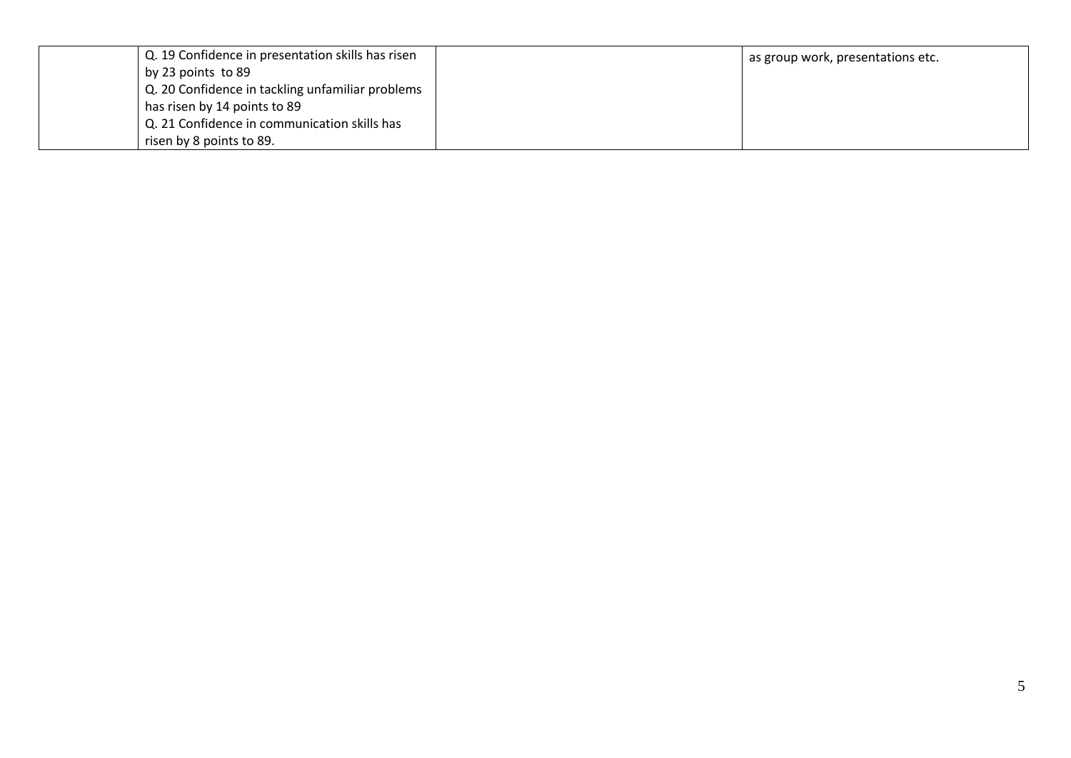| | | | |
|---|---|---|---|
| | Q. 19 Confidence in presentation skills has risen by 23 points to 89<br>Q. 20 Confidence in tackling unfamiliar problems has risen by 14 points to 89<br>Q. 21 Confidence in communication skills has risen by 8 points to 89. | | as group work, presentations etc. |